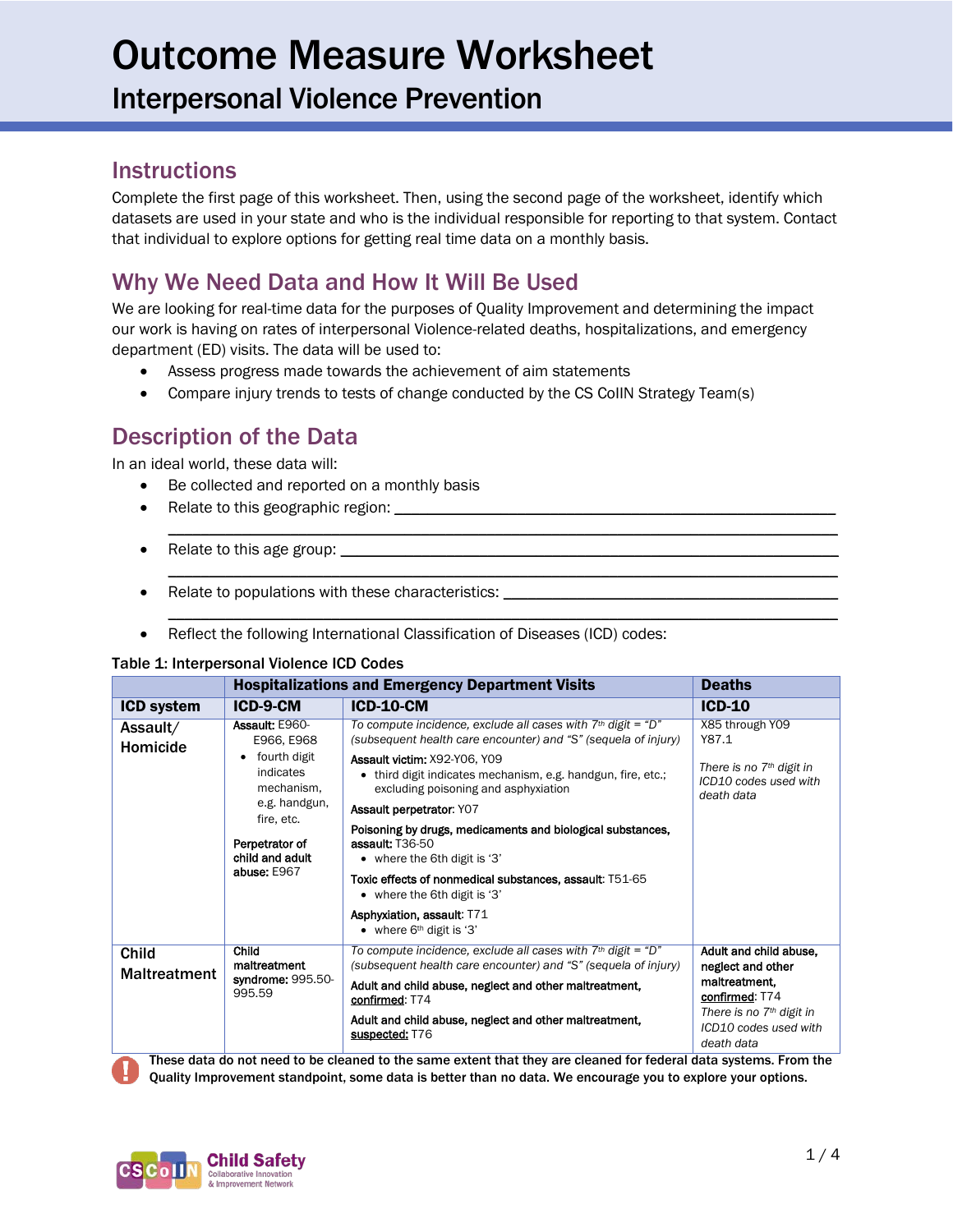# Outcome Measure Worksheet

## Interpersonal Violence Prevention

### Instructions

Complete the first page of this worksheet. Then, using the second page of the worksheet, identify which datasets are used in your state and who is the individual responsible for reporting to that system. Contact that individual to explore options for getting real time data on a monthly basis.

### Why We Need Data and How It Will Be Used

We are looking for real-time data for the purposes of Quality Improvement and determining the impact our work is having on rates of interpersonal Violence-related deaths, hospitalizations, and emergency department (ED) visits. The data will be used to:

- Assess progress made towards the achievement of aim statements
- Compare injury trends to tests of change conducted by the CS CoIIN Strategy Team(s)

### Description of the Data

In an ideal world, these data will:

- Be collected and reported on a monthly basis
- Relate to this geographic region: ______________________________________________
  ______________________________________________________________________
- Relate to this age group: ______________________________________________________
  ______________________________________________________________________
- Relate to populations with these characteristics: ______________________________
  ______________________________________________________________________
- Reflect the following International Classification of Diseases (ICD) codes:

**Table 1: Interpersonal Violence ICD Codes**

| | Hospitalizations and Emergency Department Visits | | Deaths |
|---|---|---|---|
| **ICD system** | **ICD-9-CM** | **ICD-10-CM** | **ICD-10** |
| **Assault/ Homicide** | **Assault:** E960-E966, E968<br>• fourth digit indicates mechanism, e.g. handgun, fire, etc.<br><br>**Perpetrator of child and adult abuse:** E967 | *To compute incidence, exclude all cases with 7th digit = "D" (subsequent health care encounter) and "S" (sequela of injury)*<br><br>**Assault victim:** X92-Y06, Y09<br>• third digit indicates mechanism, e.g. handgun, fire, etc.; excluding poisoning and asphyxiation<br><br>**Assault perpetrator**: Y07<br><br>**Poisoning by drugs, medicaments and biological substances, assault:** T36-50<br>• where the 6th digit is '3'<br><br>**Toxic effects of nonmedical substances, assault**: T51-65<br>• where the 6th digit is '3'<br><br>**Asphyxiation, assault**: T71<br>• where 6th digit is '3' | X85 through Y09<br>Y87.1<br><br>*There is no 7th digit in ICD10 codes used with death data* |
| **Child Maltreatment** | **Child maltreatment syndrome:** 995.50-995.59 | *To compute incidence, exclude all cases with 7th digit = "D" (subsequent health care encounter) and "S" (sequela of injury)*<br><br>**Adult and child abuse, neglect and other maltreatment, <u>confirmed</u>**: T74<br><br>**Adult and child abuse, neglect and other maltreatment, <u>suspected</u>:** T76 | **Adult and child abuse, neglect and other maltreatment, <u>confirmed</u>**: T74<br>*There is no 7th digit in ICD10 codes used with death data* |

**These data do not need to be cleaned to the same extent that they are cleaned for federal data systems. From the Quality Improvement standpoint, some data is better than no data. We encourage you to explore your options.**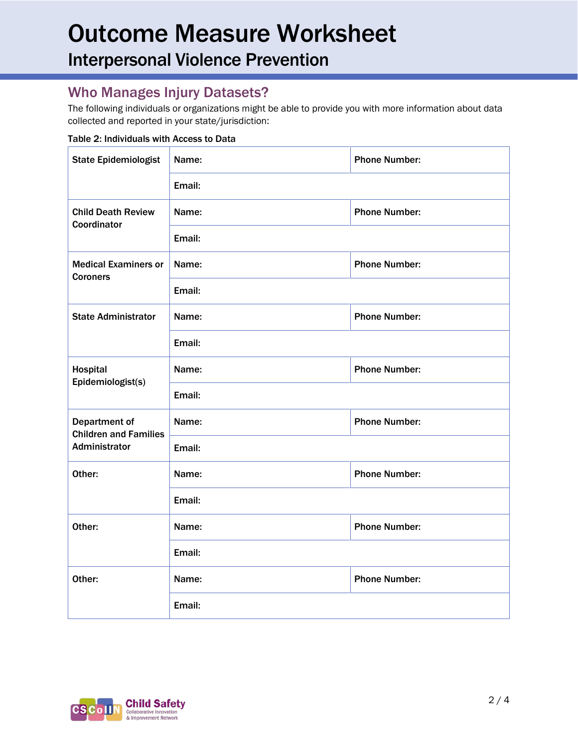# Outcome Measure Worksheet

## Interpersonal Violence Prevention

### Who Manages Injury Datasets?

The following individuals or organizations might be able to provide you with more information about data collected and reported in your state/jurisdiction:

**Table 2: Individuals with Access to Data**

| | | |
|---|---|---|
| **State Epidemiologist** | **Name:** | **Phone Number:** |
| | **Email:** | |
| **Child Death Review Coordinator** | **Name:** | **Phone Number:** |
| | **Email:** | |
| **Medical Examiners or Coroners** | **Name:** | **Phone Number:** |
| | **Email:** | |
| **State Administrator** | **Name:** | **Phone Number:** |
| | **Email:** | |
| **Hospital Epidemiologist(s)** | **Name:** | **Phone Number:** |
| | **Email:** | |
| **Department of Children and Families Administrator** | **Name:** | **Phone Number:** |
| | **Email:** | |
| **Other:** | **Name:** | **Phone Number:** |
| | **Email:** | |
| **Other:** | **Name:** | **Phone Number:** |
| | **Email:** | |
| **Other:** | **Name:** | **Phone Number:** |
| | **Email:** | |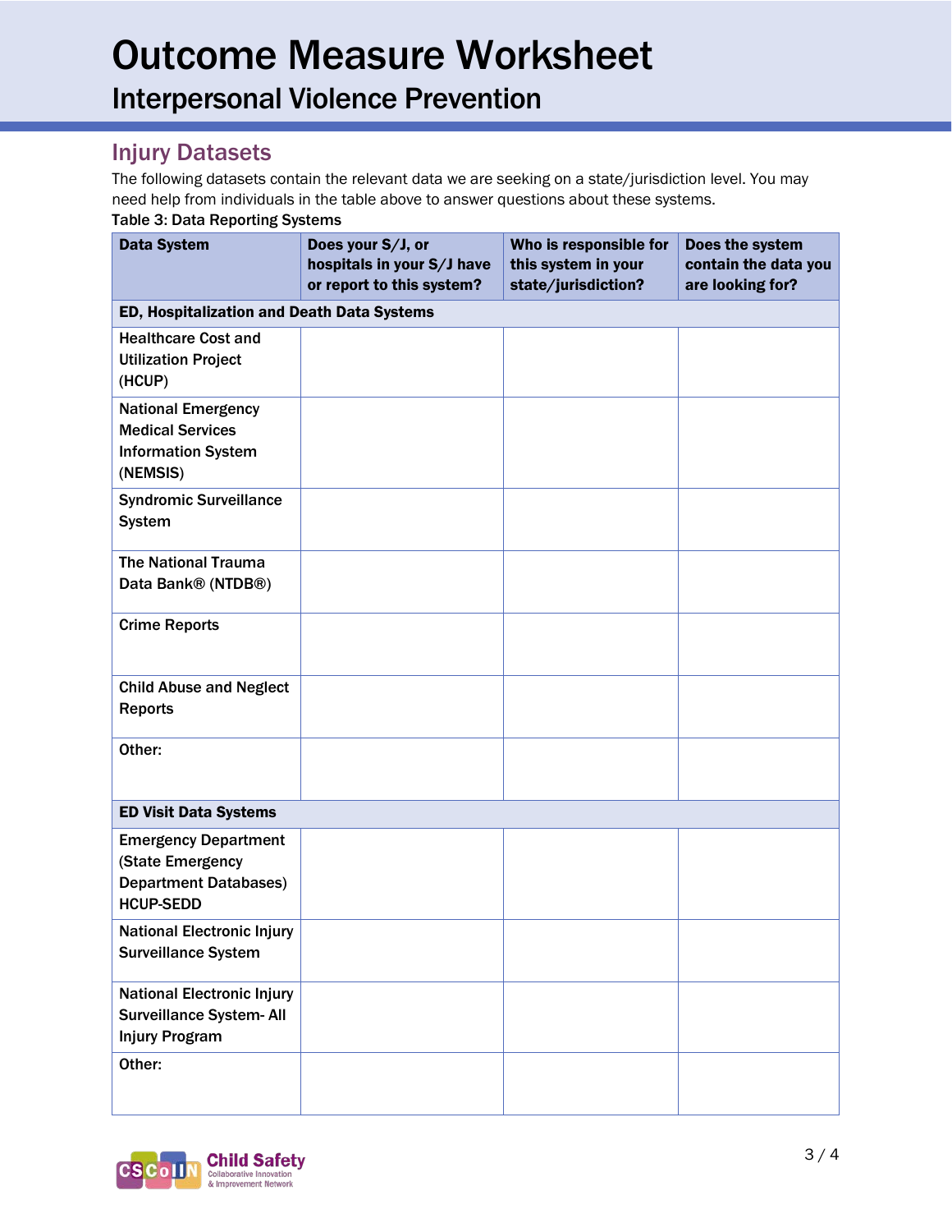# Outcome Measure Worksheet

## Interpersonal Violence Prevention

## Injury Datasets

The following datasets contain the relevant data we are seeking on a state/jurisdiction level. You may need help from individuals in the table above to answer questions about these systems.

**Table 3: Data Reporting Systems**

| Data System | Does your S/J, or hospitals in your S/J have or report to this system? | Who is responsible for this system in your state/jurisdiction? | Does the system contain the data you are looking for? |
|---|---|---|---|
| **ED, Hospitalization and Death Data Systems** | | | |
| Healthcare Cost and Utilization Project (HCUP) | | | |
| National Emergency Medical Services Information System (NEMSIS) | | | |
| Syndromic Surveillance System | | | |
| The National Trauma Data Bank® (NTDB®) | | | |
| Crime Reports | | | |
| Child Abuse and Neglect Reports | | | |
| Other: | | | |
| **ED Visit Data Systems** | | | |
| Emergency Department (State Emergency Department Databases) HCUP-SEDD | | | |
| National Electronic Injury Surveillance System | | | |
| National Electronic Injury Surveillance System- All Injury Program | | | |
| Other: | | | |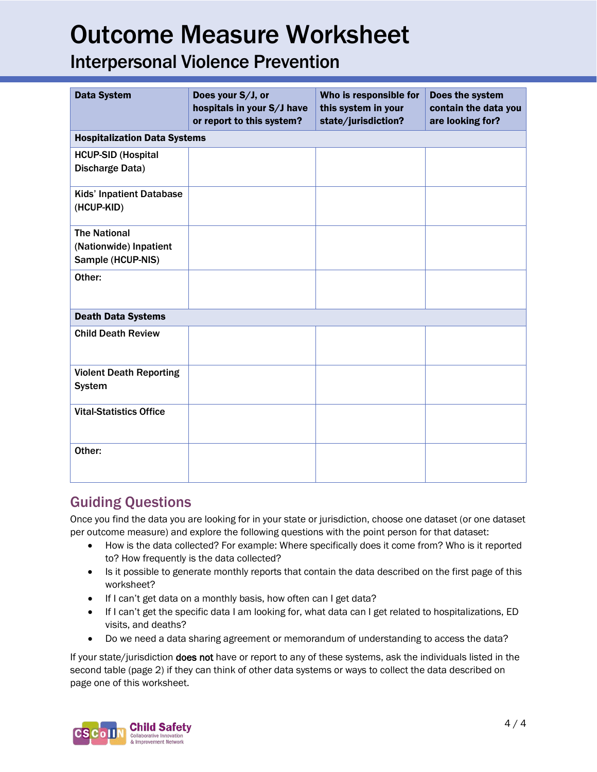# Outcome Measure Worksheet

## Interpersonal Violence Prevention

| Data System | Does your S/J, or hospitals in your S/J have or report to this system? | Who is responsible for this system in your state/jurisdiction? | Does the system contain the data you are looking for? |
|---|---|---|---|
| **Hospitalization Data Systems** | | | |
| HCUP-SID (Hospital Discharge Data) | | | |
| Kids' Inpatient Database (HCUP-KID) | | | |
| The National (Nationwide) Inpatient Sample (HCUP-NIS) | | | |
| Other: | | | |
| **Death Data Systems** | | | |
| Child Death Review | | | |
| Violent Death Reporting System | | | |
| Vital-Statistics Office | | | |
| Other: | | | |

## Guiding Questions

Once you find the data you are looking for in your state or jurisdiction, choose one dataset (or one dataset per outcome measure) and explore the following questions with the point person for that dataset:

- How is the data collected? For example: Where specifically does it come from? Who is it reported to? How frequently is the data collected?
- Is it possible to generate monthly reports that contain the data described on the first page of this worksheet?
- If I can't get data on a monthly basis, how often can I get data?
- If I can't get the specific data I am looking for, what data can I get related to hospitalizations, ED visits, and deaths?
- Do we need a data sharing agreement or memorandum of understanding to access the data?

If your state/jurisdiction **does not** have or report to any of these systems, ask the individuals listed in the second table (page 2) if they can think of other data systems or ways to collect the data described on page one of this worksheet.

CSCoIIN Child Safety Collaborative Innovation & Improvement Network